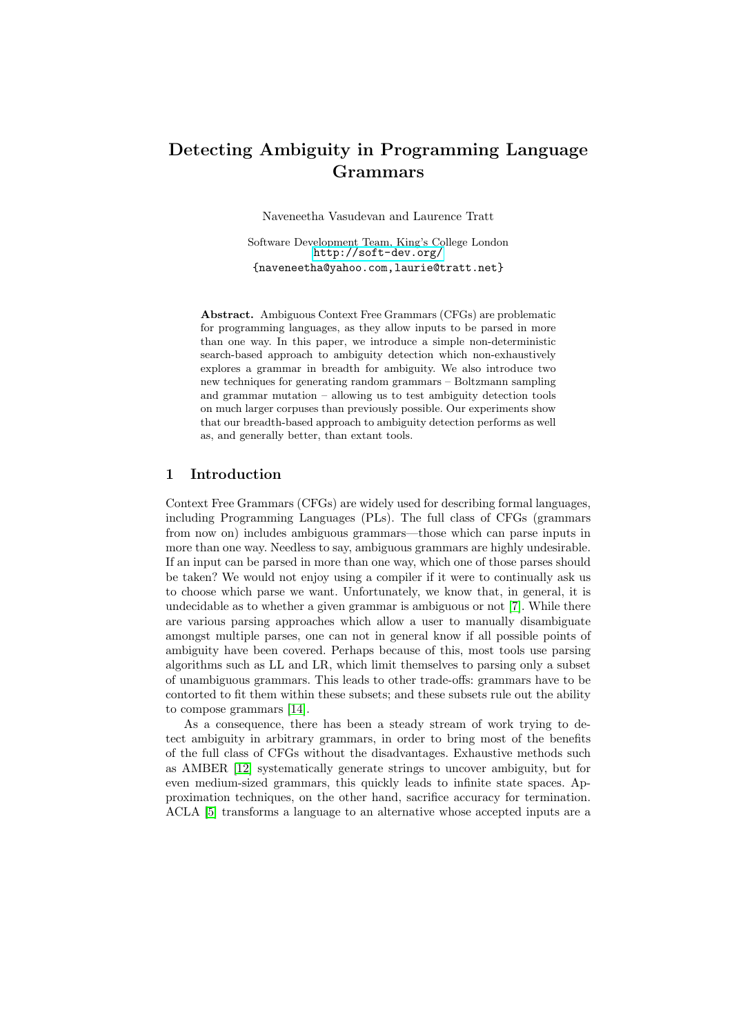# Detecting Ambiguity in Programming Language Grammars

Naveneetha Vasudevan and Laurence Tratt

Software Development Team, King's College London
http://soft-dev.org/
{naveneetha@yahoo.com,laurie@tratt.net}

**Abstract.** Ambiguous Context Free Grammars (CFGs) are problematic for programming languages, as they allow inputs to be parsed in more than one way. In this paper, we introduce a simple non-deterministic search-based approach to ambiguity detection which non-exhaustively explores a grammar in breadth for ambiguity. We also introduce two new techniques for generating random grammars – Boltzmann sampling and grammar mutation – allowing us to test ambiguity detection tools on much larger corpuses than previously possible. Our experiments show that our breadth-based approach to ambiguity detection performs as well as, and generally better, than extant tools.

## 1 Introduction

Context Free Grammars (CFGs) are widely used for describing formal languages, including Programming Languages (PLs). The full class of CFGs (grammars from now on) includes ambiguous grammars—those which can parse inputs in more than one way. Needless to say, ambiguous grammars are highly undesirable. If an input can be parsed in more than one way, which one of those parses should be taken? We would not enjoy using a compiler if it were to continually ask us to choose which parse we want. Unfortunately, we know that, in general, it is undecidable as to whether a given grammar is ambiguous or not [7]. While there are various parsing approaches which allow a user to manually disambiguate amongst multiple parses, one can not in general know if all possible points of ambiguity have been covered. Perhaps because of this, most tools use parsing algorithms such as LL and LR, which limit themselves to parsing only a subset of unambiguous grammars. This leads to other trade-offs: grammars have to be contorted to fit them within these subsets; and these subsets rule out the ability to compose grammars [14].

As a consequence, there has been a steady stream of work trying to detect ambiguity in arbitrary grammars, in order to bring most of the benefits of the full class of CFGs without the disadvantages. Exhaustive methods such as AMBER [12] systematically generate strings to uncover ambiguity, but for even medium-sized grammars, this quickly leads to infinite state spaces. Approximation techniques, on the other hand, sacrifice accuracy for termination. ACLA [5] transforms a language to an alternative whose accepted inputs are a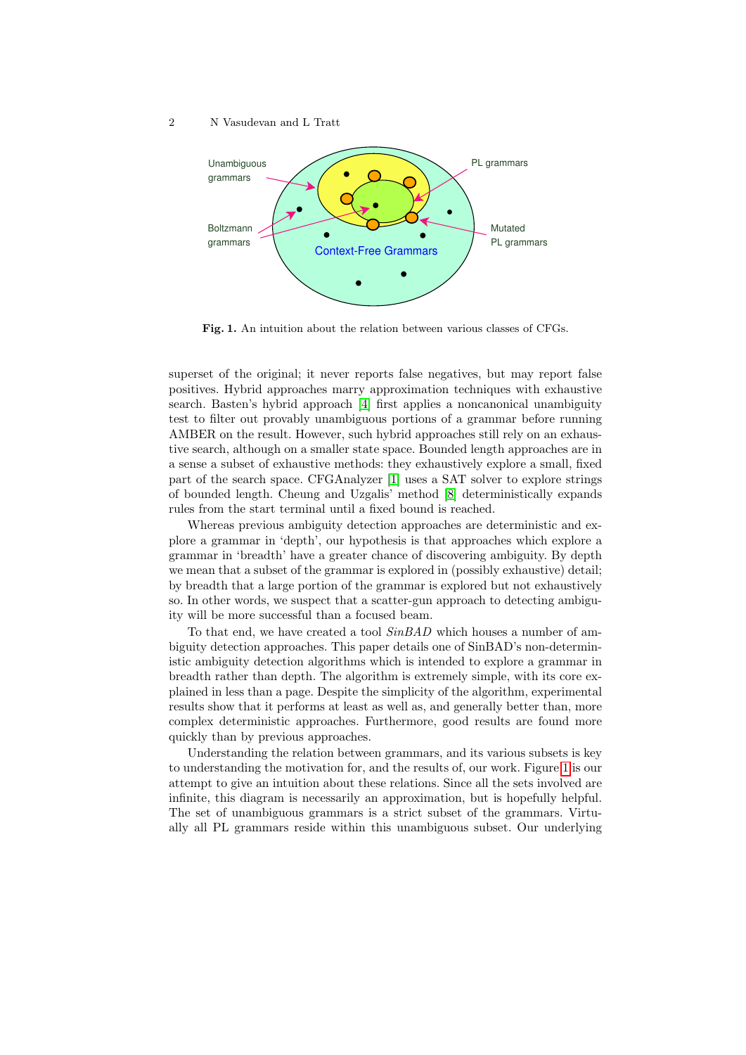**Fig. 1.** An intuition about the relation between various classes of CFGs.

superset of the original; it never reports false negatives, but may report false positives. Hybrid approaches marry approximation techniques with exhaustive search. Basten's hybrid approach [4] first applies a noncanonical unambiguity test to filter out provably unambiguous portions of a grammar before running AMBER on the result. However, such hybrid approaches still rely on an exhaustive search, although on a smaller state space. Bounded length approaches are in a sense a subset of exhaustive methods: they exhaustively explore a small, fixed part of the search space. CFGAnalyzer [1] uses a SAT solver to explore strings of bounded length. Cheung and Uzgalis' method [8] deterministically expands rules from the start terminal until a fixed bound is reached.

Whereas previous ambiguity detection approaches are deterministic and explore a grammar in 'depth', our hypothesis is that approaches which explore a grammar in 'breadth' have a greater chance of discovering ambiguity. By depth we mean that a subset of the grammar is explored in (possibly exhaustive) detail; by breadth that a large portion of the grammar is explored but not exhaustively so. In other words, we suspect that a scatter-gun approach to detecting ambiguity will be more successful than a focused beam.

To that end, we have created a tool *SinBAD* which houses a number of ambiguity detection approaches. This paper details one of SinBAD's non-deterministic ambiguity detection algorithms which is intended to explore a grammar in breadth rather than depth. The algorithm is extremely simple, with its core explained in less than a page. Despite the simplicity of the algorithm, experimental results show that it performs at least as well as, and generally better than, more complex deterministic approaches. Furthermore, good results are found more quickly than by previous approaches.

Understanding the relation between grammars, and its various subsets is key to understanding the motivation for, and the results of, our work. Figure 1 is our attempt to give an intuition about these relations. Since all the sets involved are infinite, this diagram is necessarily an approximation, but is hopefully helpful. The set of unambiguous grammars is a strict subset of the grammars. Virtually all PL grammars reside within this unambiguous subset. Our underlying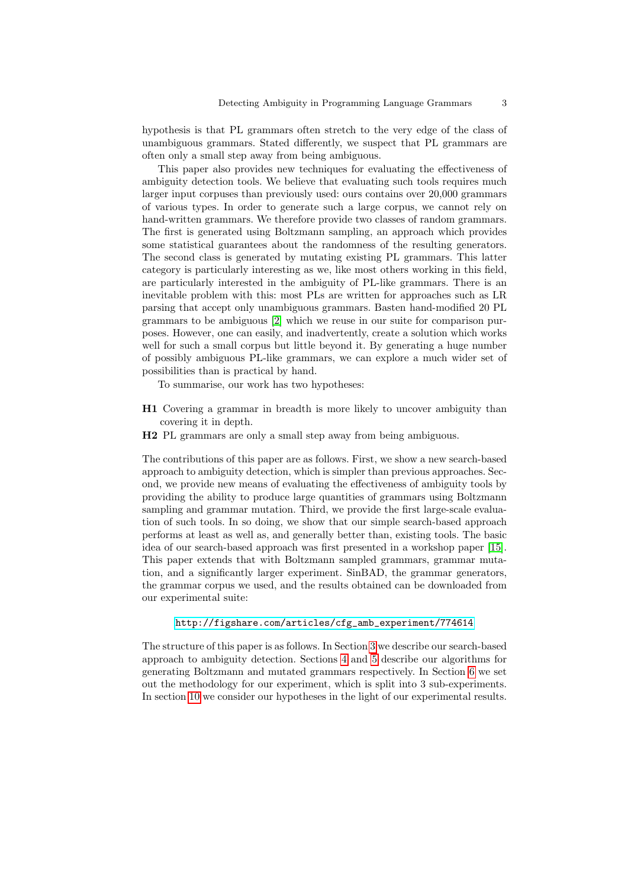hypothesis is that PL grammars often stretch to the very edge of the class of unambiguous grammars. Stated differently, we suspect that PL grammars are often only a small step away from being ambiguous.

This paper also provides new techniques for evaluating the effectiveness of ambiguity detection tools. We believe that evaluating such tools requires much larger input corpuses than previously used: ours contains over 20,000 grammars of various types. In order to generate such a large corpus, we cannot rely on hand-written grammars. We therefore provide two classes of random grammars. The first is generated using Boltzmann sampling, an approach which provides some statistical guarantees about the randomness of the resulting generators. The second class is generated by mutating existing PL grammars. This latter category is particularly interesting as we, like most others working in this field, are particularly interested in the ambiguity of PL-like grammars. There is an inevitable problem with this: most PLs are written for approaches such as LR parsing that accept only unambiguous grammars. Basten hand-modified 20 PL grammars to be ambiguous [2] which we reuse in our suite for comparison purposes. However, one can easily, and inadvertently, create a solution which works well for such a small corpus but little beyond it. By generating a huge number of possibly ambiguous PL-like grammars, we can explore a much wider set of possibilities than is practical by hand.

To summarise, our work has two hypotheses:

- **H1** Covering a grammar in breadth is more likely to uncover ambiguity than covering it in depth.
- **H2** PL grammars are only a small step away from being ambiguous.

The contributions of this paper are as follows. First, we show a new search-based approach to ambiguity detection, which is simpler than previous approaches. Second, we provide new means of evaluating the effectiveness of ambiguity tools by providing the ability to produce large quantities of grammars using Boltzmann sampling and grammar mutation. Third, we provide the first large-scale evaluation of such tools. In so doing, we show that our simple search-based approach performs at least as well as, and generally better than, existing tools. The basic idea of our search-based approach was first presented in a workshop paper [15]. This paper extends that with Boltzmann sampled grammars, grammar mutation, and a significantly larger experiment. SinBAD, the grammar generators, the grammar corpus we used, and the results obtained can be downloaded from our experimental suite:

http://figshare.com/articles/cfg_amb_experiment/774614

The structure of this paper is as follows. In Section 3 we describe our search-based approach to ambiguity detection. Sections 4 and 5 describe our algorithms for generating Boltzmann and mutated grammars respectively. In Section 6 we set out the methodology for our experiment, which is split into 3 sub-experiments. In section 10 we consider our hypotheses in the light of our experimental results.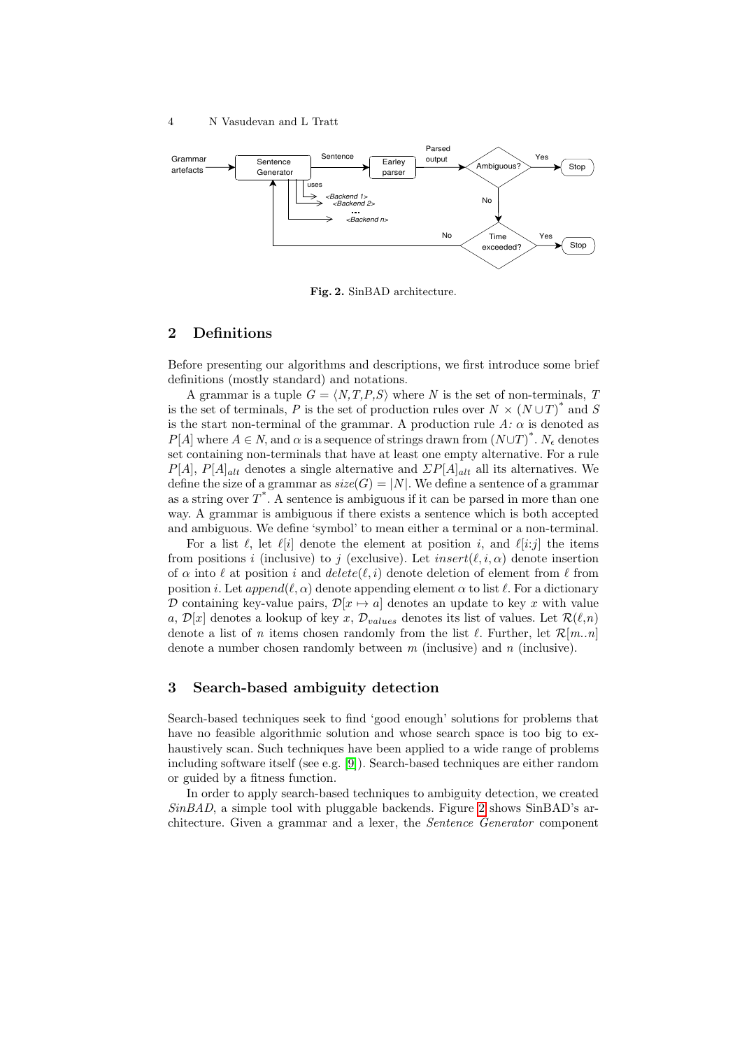Fig. 2. SinBAD architecture.

## 2 Definitions

Before presenting our algorithms and descriptions, we first introduce some brief definitions (mostly standard) and notations.

A grammar is a tuple $G = \langle N, T, P, S \rangle$ where $N$ is the set of non-terminals, $T$ is the set of terminals, $P$ is the set of production rules over $N \times (N \cup T)^*$ and $S$ is the start non-terminal of the grammar. A production rule $A\colon \alpha$ is denoted as $P[A]$ where $A \in N$, and $\alpha$ is a sequence of strings drawn from $(N \cup T)^*$. $N_\epsilon$ denotes set containing non-terminals that have at least one empty alternative. For a rule $P[A]$, $P[A]_{alt}$ denotes a single alternative and $\Sigma P[A]_{alt}$ all its alternatives. We define the size of a grammar as $size(G) = |N|$. We define a sentence of a grammar as a string over $T^*$. A sentence is ambiguous if it can be parsed in more than one way. A grammar is ambiguous if there exists a sentence which is both accepted and ambiguous. We define 'symbol' to mean either a terminal or a non-terminal.

For a list $\ell$, let $\ell[i]$ denote the element at position $i$, and $\ell[i{:}j]$ the items from positions $i$ (inclusive) to $j$ (exclusive). Let $insert(\ell, i, \alpha)$ denote insertion of $\alpha$ into $\ell$ at position $i$ and $delete(\ell, i)$ denote deletion of element from $\ell$ from position $i$. Let $append(\ell, \alpha)$ denote appending element $\alpha$ to list $\ell$. For a dictionary $\mathcal{D}$ containing key-value pairs, $\mathcal{D}[x \mapsto a]$ denotes an update to key $x$ with value $a$, $\mathcal{D}[x]$ denotes a lookup of key $x$, $\mathcal{D}_{values}$ denotes its list of values. Let $\mathcal{R}(\ell, n)$ denote a list of $n$ items chosen randomly from the list $\ell$. Further, let $\mathcal{R}[m..n]$ denote a number chosen randomly between $m$ (inclusive) and $n$ (inclusive).

## 3 Search-based ambiguity detection

Search-based techniques seek to find 'good enough' solutions for problems that have no feasible algorithmic solution and whose search space is too big to exhaustively scan. Such techniques have been applied to a wide range of problems including software itself (see e.g. [9]). Search-based techniques are either random or guided by a fitness function.

In order to apply search-based techniques to ambiguity detection, we created *SinBAD*, a simple tool with pluggable backends. Figure 2 shows SinBAD's architecture. Given a grammar and a lexer, the *Sentence Generator* component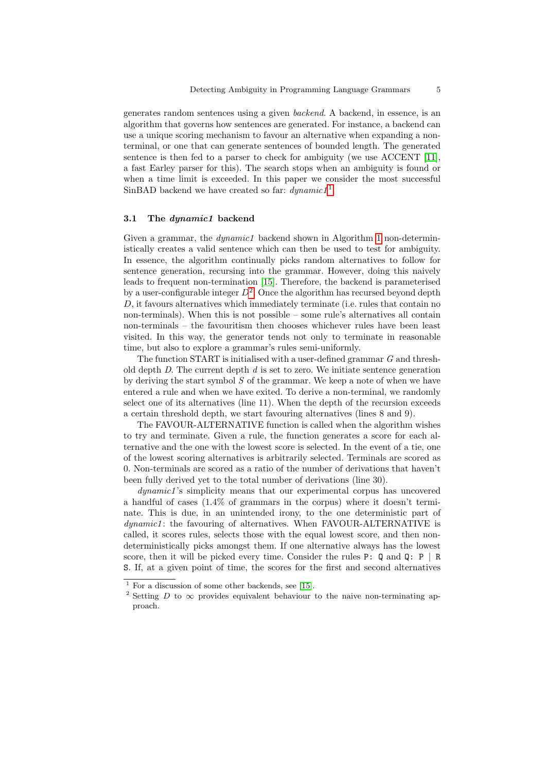generates random sentences using a given *backend*. A backend, in essence, is an algorithm that governs how sentences are generated. For instance, a backend can use a unique scoring mechanism to favour an alternative when expanding a non-terminal, or one that can generate sentences of bounded length. The generated sentence is then fed to a parser to check for ambiguity (we use ACCENT [11], a fast Earley parser for this). The search stops when an ambiguity is found or when a time limit is exceeded. In this paper we consider the most successful SinBAD backend we have created so far: *dynamic1*[1].

### 3.1 The *dynamic1* backend

Given a grammar, the *dynamic1* backend shown in Algorithm 1 non-deterministically creates a valid sentence which can then be used to test for ambiguity. In essence, the algorithm continually picks random alternatives to follow for sentence generation, recursing into the grammar. However, doing this naively leads to frequent non-termination [15]. Therefore, the backend is parameterised by a user-configurable integer $D$[2]. Once the algorithm has recursed beyond depth $D$, it favours alternatives which immediately terminate (i.e. rules that contain no non-terminals). When this is not possible – some rule's alternatives all contain non-terminals – the favouritism then chooses whichever rules have been least visited. In this way, the generator tends not only to terminate in reasonable time, but also to explore a grammar's rules semi-uniformly.

The function START is initialised with a user-defined grammar $G$ and threshold depth $D$. The current depth $d$ is set to zero. We initiate sentence generation by deriving the start symbol $S$ of the grammar. We keep a note of when we have entered a rule and when we have exited. To derive a non-terminal, we randomly select one of its alternatives (line 11). When the depth of the recursion exceeds a certain threshold depth, we start favouring alternatives (lines 8 and 9).

The FAVOUR-ALTERNATIVE function is called when the algorithm wishes to try and terminate. Given a rule, the function generates a score for each alternative and the one with the lowest score is selected. In the event of a tie, one of the lowest scoring alternatives is arbitrarily selected. Terminals are scored as 0. Non-terminals are scored as a ratio of the number of derivations that haven't been fully derived yet to the total number of derivations (line 30).

*dynamic1*'s simplicity means that our experimental corpus has uncovered a handful of cases (1.4% of grammars in the corpus) where it doesn't terminate. This is due, in an unintended irony, to the one deterministic part of *dynamic1*: the favouring of alternatives. When FAVOUR-ALTERNATIVE is called, it scores rules, selects those with the equal lowest score, and then non-deterministically picks amongst them. If one alternative always has the lowest score, then it will be picked every time. Consider the rules `P: Q` and `Q: P | R S`. If, at a given point of time, the scores for the first and second alternatives

[1] For a discussion of some other backends, see [15].

[2] Setting $D$ to $\infty$ provides equivalent behaviour to the naive non-terminating approach.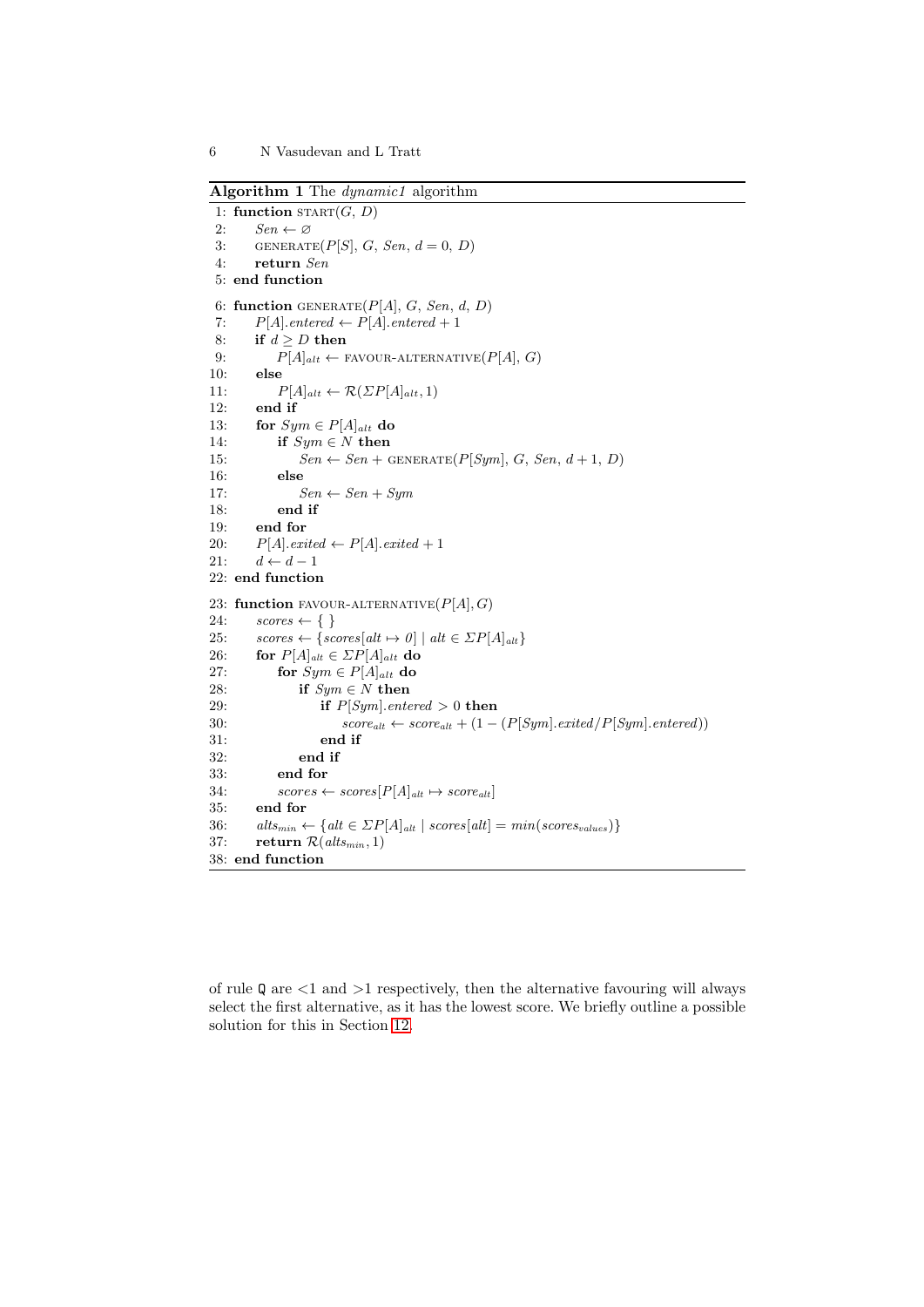**Algorithm 1** The *dynamic1* algorithm

```
 1: function START(G, D)
 2:     Sen ← ∅
 3:     GENERATE(P[S], G, Sen, d = 0, D)
 4:     return Sen
 5: end function
 6: function GENERATE(P[A], G, Sen, d, D)
 7:     P[A].entered ← P[A].entered + 1
 8:     if d ≥ D then
 9:         P[A]_alt ← FAVOUR-ALTERNATIVE(P[A], G)
10:     else
11:         P[A]_alt ← R(ΣP[A]_alt, 1)
12:     end if
13:     for Sym ∈ P[A]_alt do
14:         if Sym ∈ N then
15:             Sen ← Sen + GENERATE(P[Sym], G, Sen, d + 1, D)
16:         else
17:             Sen ← Sen + Sym
18:         end if
19:     end for
20:     P[A].exited ← P[A].exited + 1
21:     d ← d − 1
22: end function
23: function FAVOUR-ALTERNATIVE(P[A], G)
24:     scores ← { }
25:     scores ← {scores[alt ↦ 0] | alt ∈ ΣP[A]_alt}
26:     for P[A]_alt ∈ ΣP[A]_alt do
27:         for Sym ∈ P[A]_alt do
28:             if Sym ∈ N then
29:                 if P[Sym].entered > 0 then
30:                     score_alt ← score_alt + (1 − (P[Sym].exited/P[Sym].entered))
31:                 end if
32:             end if
33:         end for
34:         scores ← scores[P[A]_alt ↦ score_alt]
35:     end for
36:     alts_min ← {alt ∈ ΣP[A]_alt | scores[alt] = min(scores_values)}
37:     return R(alts_min, 1)
38: end function
```

of rule Q are <1 and >1 respectively, then the alternative favouring will always select the first alternative, as it has the lowest score. We briefly outline a possible solution for this in Section 12.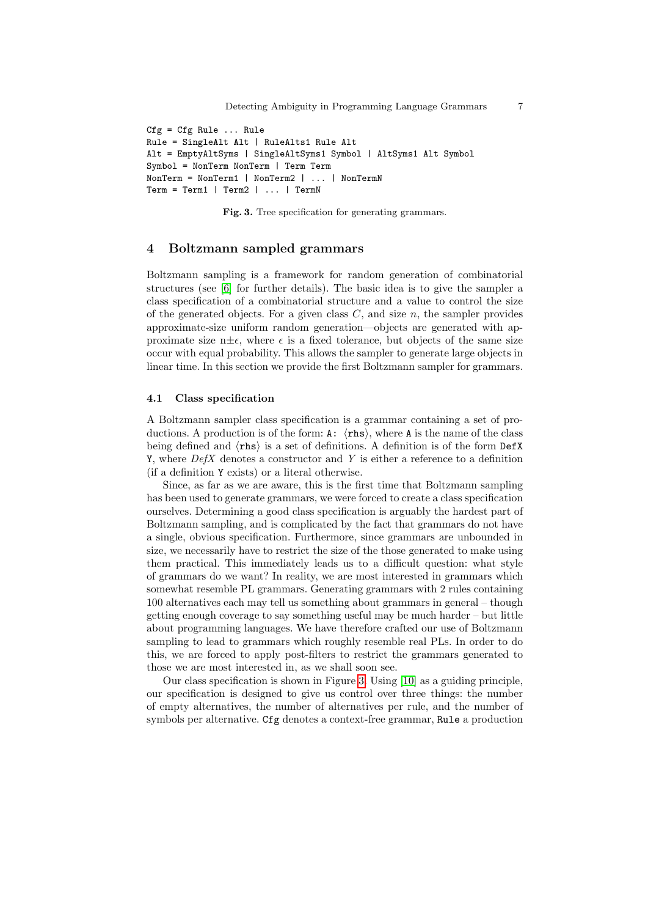```
Cfg = Cfg Rule ... Rule
Rule = SingleAlt Alt | RuleAlts1 Rule Alt
Alt = EmptyAltSyms | SingleAltSyms1 Symbol | AltSyms1 Alt Symbol
Symbol = NonTerm NonTerm | Term Term
NonTerm = NonTerm1 | NonTerm2 | ... | NonTermN
Term = Term1 | Term2 | ... | TermN
```

**Fig. 3.** Tree specification for generating grammars.

## 4 Boltzmann sampled grammars

Boltzmann sampling is a framework for random generation of combinatorial structures (see [6] for further details). The basic idea is to give the sampler a class specification of a combinatorial structure and a value to control the size of the generated objects. For a given class $C$, and size $n$, the sampler provides approximate-size uniform random generation—objects are generated with approximate size n$\pm\epsilon$, where $\epsilon$ is a fixed tolerance, but objects of the same size occur with equal probability. This allows the sampler to generate large objects in linear time. In this section we provide the first Boltzmann sampler for grammars.

### 4.1 Class specification

A Boltzmann sampler class specification is a grammar containing a set of productions. A production is of the form: `A:` $\langle$`rhs`$\rangle$, where `A` is the name of the class being defined and $\langle$`rhs`$\rangle$ is a set of definitions. A definition is of the form `DefX Y`, where *DefX* denotes a constructor and *Y* is either a reference to a definition (if a definition `Y` exists) or a literal otherwise.

Since, as far as we are aware, this is the first time that Boltzmann sampling has been used to generate grammars, we were forced to create a class specification ourselves. Determining a good class specification is arguably the hardest part of Boltzmann sampling, and is complicated by the fact that grammars do not have a single, obvious specification. Furthermore, since grammars are unbounded in size, we necessarily have to restrict the size of the those generated to make using them practical. This immediately leads us to a difficult question: what style of grammars do we want? In reality, we are most interested in grammars which somewhat resemble PL grammars. Generating grammars with 2 rules containing 100 alternatives each may tell us something about grammars in general – though getting enough coverage to say something useful may be much harder – but little about programming languages. We have therefore crafted our use of Boltzmann sampling to lead to grammars which roughly resemble real PLs. In order to do this, we are forced to apply post-filters to restrict the grammars generated to those we are most interested in, as we shall soon see.

Our class specification is shown in Figure 3. Using [10] as a guiding principle, our specification is designed to give us control over three things: the number of empty alternatives, the number of alternatives per rule, and the number of symbols per alternative. `Cfg` denotes a context-free grammar, `Rule` a production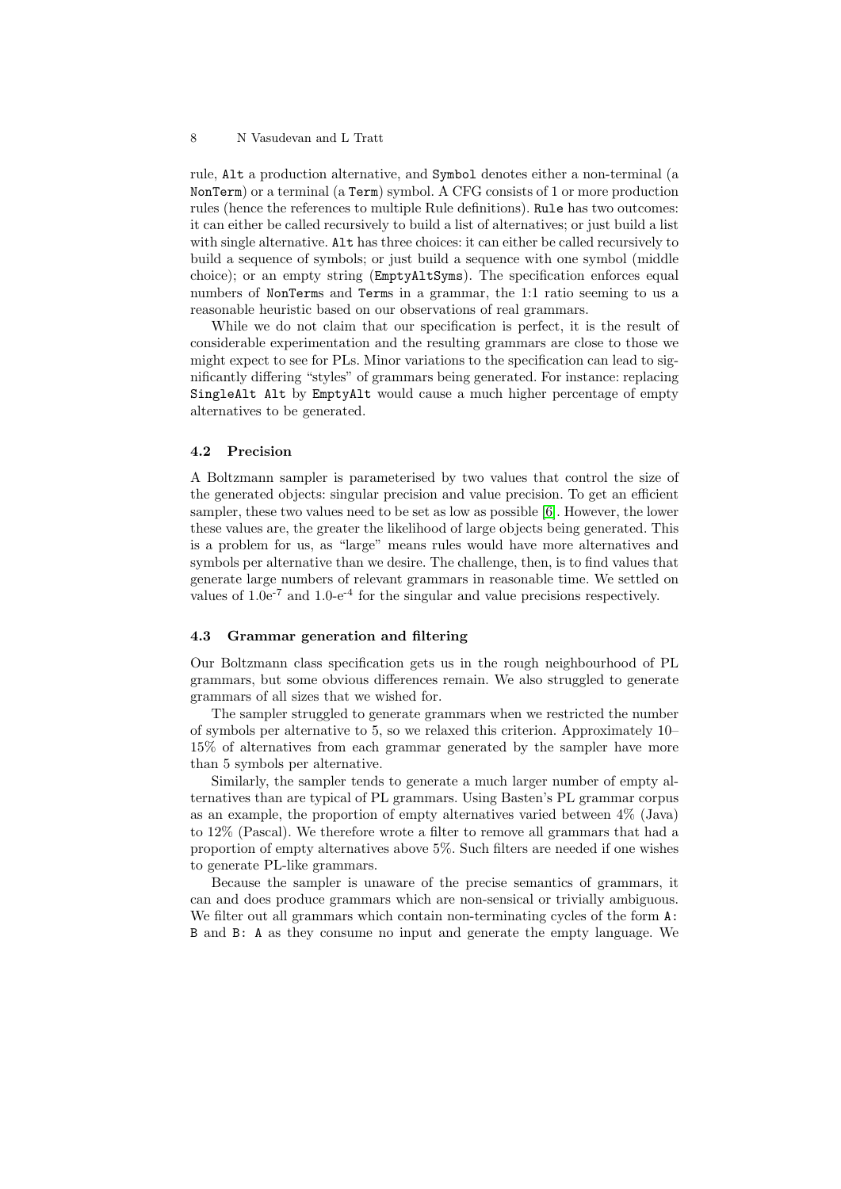rule, `Alt` a production alternative, and `Symbol` denotes either a non-terminal (a `NonTerm`) or a terminal (a `Term`) symbol. A CFG consists of 1 or more production rules (hence the references to multiple Rule definitions). `Rule` has two outcomes: it can either be called recursively to build a list of alternatives; or just build a list with single alternative. `Alt` has three choices: it can either be called recursively to build a sequence of symbols; or just build a sequence with one symbol (middle choice); or an empty string (`EmptyAltSyms`). The specification enforces equal numbers of `NonTerm`s and `Term`s in a grammar, the 1:1 ratio seeming to us a reasonable heuristic based on our observations of real grammars.

While we do not claim that our specification is perfect, it is the result of considerable experimentation and the resulting grammars are close to those we might expect to see for PLs. Minor variations to the specification can lead to significantly differing "styles" of grammars being generated. For instance: replacing `SingleAlt Alt` by `EmptyAlt` would cause a much higher percentage of empty alternatives to be generated.

### 4.2 Precision

A Boltzmann sampler is parameterised by two values that control the size of the generated objects: singular precision and value precision. To get an efficient sampler, these two values need to be set as low as possible [6]. However, the lower these values are, the greater the likelihood of large objects being generated. This is a problem for us, as "large" means rules would have more alternatives and symbols per alternative than we desire. The challenge, then, is to find values that generate large numbers of relevant grammars in reasonable time. We settled on values of $1.0e^{-7}$ and $1.0\text{-}e^{-4}$ for the singular and value precisions respectively.

### 4.3 Grammar generation and filtering

Our Boltzmann class specification gets us in the rough neighbourhood of PL grammars, but some obvious differences remain. We also struggled to generate grammars of all sizes that we wished for.

The sampler struggled to generate grammars when we restricted the number of symbols per alternative to 5, so we relaxed this criterion. Approximately 10–15% of alternatives from each grammar generated by the sampler have more than 5 symbols per alternative.

Similarly, the sampler tends to generate a much larger number of empty alternatives than are typical of PL grammars. Using Basten's PL grammar corpus as an example, the proportion of empty alternatives varied between 4% (Java) to 12% (Pascal). We therefore wrote a filter to remove all grammars that had a proportion of empty alternatives above 5%. Such filters are needed if one wishes to generate PL-like grammars.

Because the sampler is unaware of the precise semantics of grammars, it can and does produce grammars which are non-sensical or trivially ambiguous. We filter out all grammars which contain non-terminating cycles of the form `A: B` and `B: A` as they consume no input and generate the empty language. We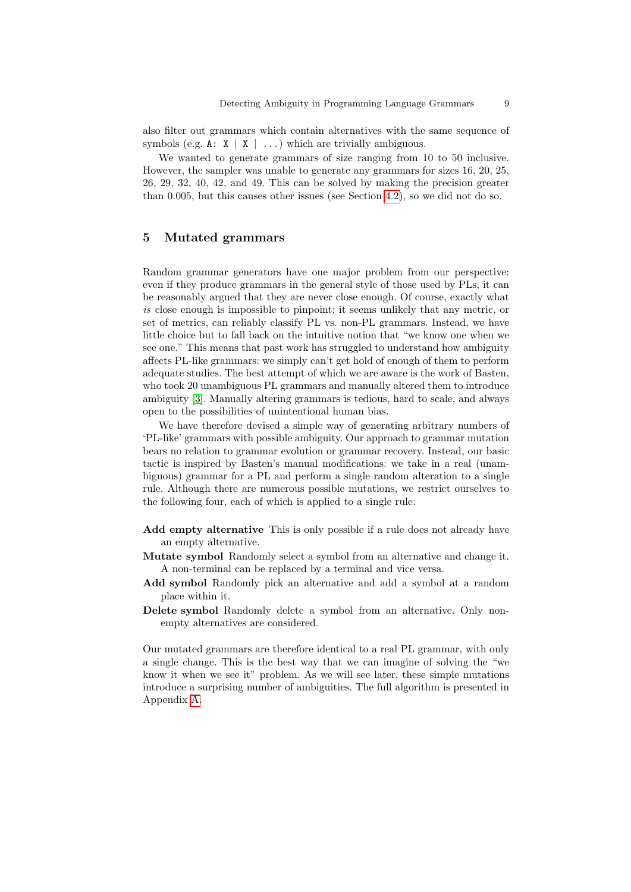also filter out grammars which contain alternatives with the same sequence of symbols (e.g. `A: X | X | ...`) which are trivially ambiguous.

We wanted to generate grammars of size ranging from 10 to 50 inclusive. However, the sampler was unable to generate any grammars for sizes 16, 20, 25, 26, 29, 32, 40, 42, and 49. This can be solved by making the precision greater than 0.005, but this causes other issues (see Section 4.2), so we did not do so.

## 5 Mutated grammars

Random grammar generators have one major problem from our perspective: even if they produce grammars in the general style of those used by PLs, it can be reasonably argued that they are never close enough. Of course, exactly what *is* close enough is impossible to pinpoint: it seems unlikely that any metric, or set of metrics, can reliably classify PL vs. non-PL grammars. Instead, we have little choice but to fall back on the intuitive notion that "we know one when we see one." This means that past work has struggled to understand how ambiguity affects PL-like grammars: we simply can't get hold of enough of them to perform adequate studies. The best attempt of which we are aware is the work of Basten, who took 20 unambiguous PL grammars and manually altered them to introduce ambiguity [3]. Manually altering grammars is tedious, hard to scale, and always open to the possibilities of unintentional human bias.

We have therefore devised a simple way of generating arbitrary numbers of 'PL-like' grammars with possible ambiguity. Our approach to grammar mutation bears no relation to grammar evolution or grammar recovery. Instead, our basic tactic is inspired by Basten's manual modifications: we take in a real (unambiguous) grammar for a PL and perform a single random alteration to a single rule. Although there are numerous possible mutations, we restrict ourselves to the following four, each of which is applied to a single rule:

**Add empty alternative** This is only possible if a rule does not already have an empty alternative.

**Mutate symbol** Randomly select a symbol from an alternative and change it. A non-terminal can be replaced by a terminal and vice versa.

**Add symbol** Randomly pick an alternative and add a symbol at a random place within it.

**Delete symbol** Randomly delete a symbol from an alternative. Only non-empty alternatives are considered.

Our mutated grammars are therefore identical to a real PL grammar, with only a single change. This is the best way that we can imagine of solving the "we know it when we see it" problem. As we will see later, these simple mutations introduce a surprising number of ambiguities. The full algorithm is presented in Appendix A.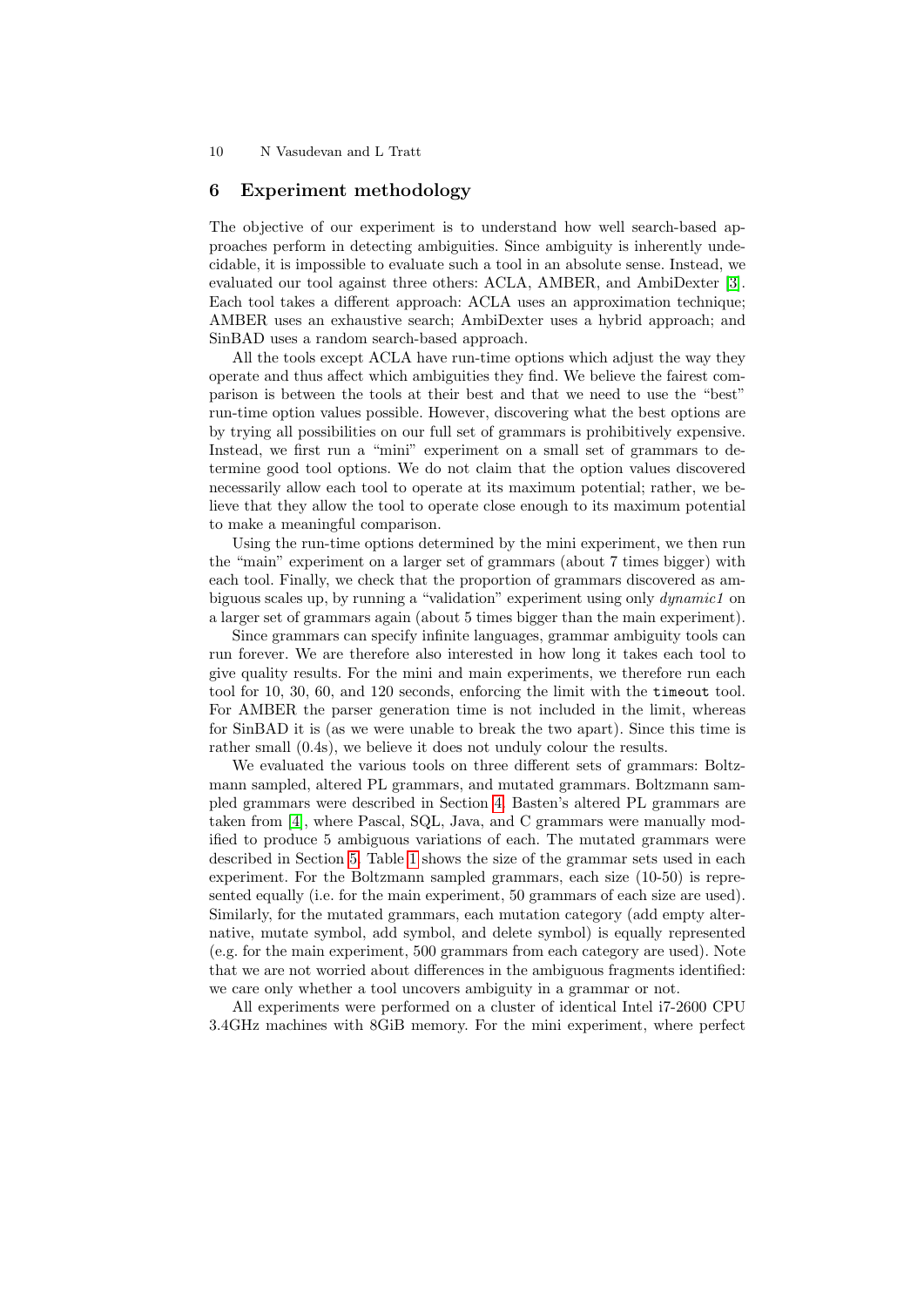## 6 Experiment methodology

The objective of our experiment is to understand how well search-based approaches perform in detecting ambiguities. Since ambiguity is inherently undecidable, it is impossible to evaluate such a tool in an absolute sense. Instead, we evaluated our tool against three others: ACLA, AMBER, and AmbiDexter [3]. Each tool takes a different approach: ACLA uses an approximation technique; AMBER uses an exhaustive search; AmbiDexter uses a hybrid approach; and SinBAD uses a random search-based approach.

All the tools except ACLA have run-time options which adjust the way they operate and thus affect which ambiguities they find. We believe the fairest comparison is between the tools at their best and that we need to use the "best" run-time option values possible. However, discovering what the best options are by trying all possibilities on our full set of grammars is prohibitively expensive. Instead, we first run a "mini" experiment on a small set of grammars to determine good tool options. We do not claim that the option values discovered necessarily allow each tool to operate at its maximum potential; rather, we believe that they allow the tool to operate close enough to its maximum potential to make a meaningful comparison.

Using the run-time options determined by the mini experiment, we then run the "main" experiment on a larger set of grammars (about 7 times bigger) with each tool. Finally, we check that the proportion of grammars discovered as ambiguous scales up, by running a "validation" experiment using only *dynamic1* on a larger set of grammars again (about 5 times bigger than the main experiment).

Since grammars can specify infinite languages, grammar ambiguity tools can run forever. We are therefore also interested in how long it takes each tool to give quality results. For the mini and main experiments, we therefore run each tool for 10, 30, 60, and 120 seconds, enforcing the limit with the `timeout` tool. For AMBER the parser generation time is not included in the limit, whereas for SinBAD it is (as we were unable to break the two apart). Since this time is rather small (0.4s), we believe it does not unduly colour the results.

We evaluated the various tools on three different sets of grammars: Boltzmann sampled, altered PL grammars, and mutated grammars. Boltzmann sampled grammars were described in Section 4. Basten's altered PL grammars are taken from [4], where Pascal, SQL, Java, and C grammars were manually modified to produce 5 ambiguous variations of each. The mutated grammars were described in Section 5. Table 1 shows the size of the grammar sets used in each experiment. For the Boltzmann sampled grammars, each size (10-50) is represented equally (i.e. for the main experiment, 50 grammars of each size are used). Similarly, for the mutated grammars, each mutation category (add empty alternative, mutate symbol, add symbol, and delete symbol) is equally represented (e.g. for the main experiment, 500 grammars from each category are used). Note that we are not worried about differences in the ambiguous fragments identified: we care only whether a tool uncovers ambiguity in a grammar or not.

All experiments were performed on a cluster of identical Intel i7-2600 CPU 3.4GHz machines with 8GiB memory. For the mini experiment, where perfect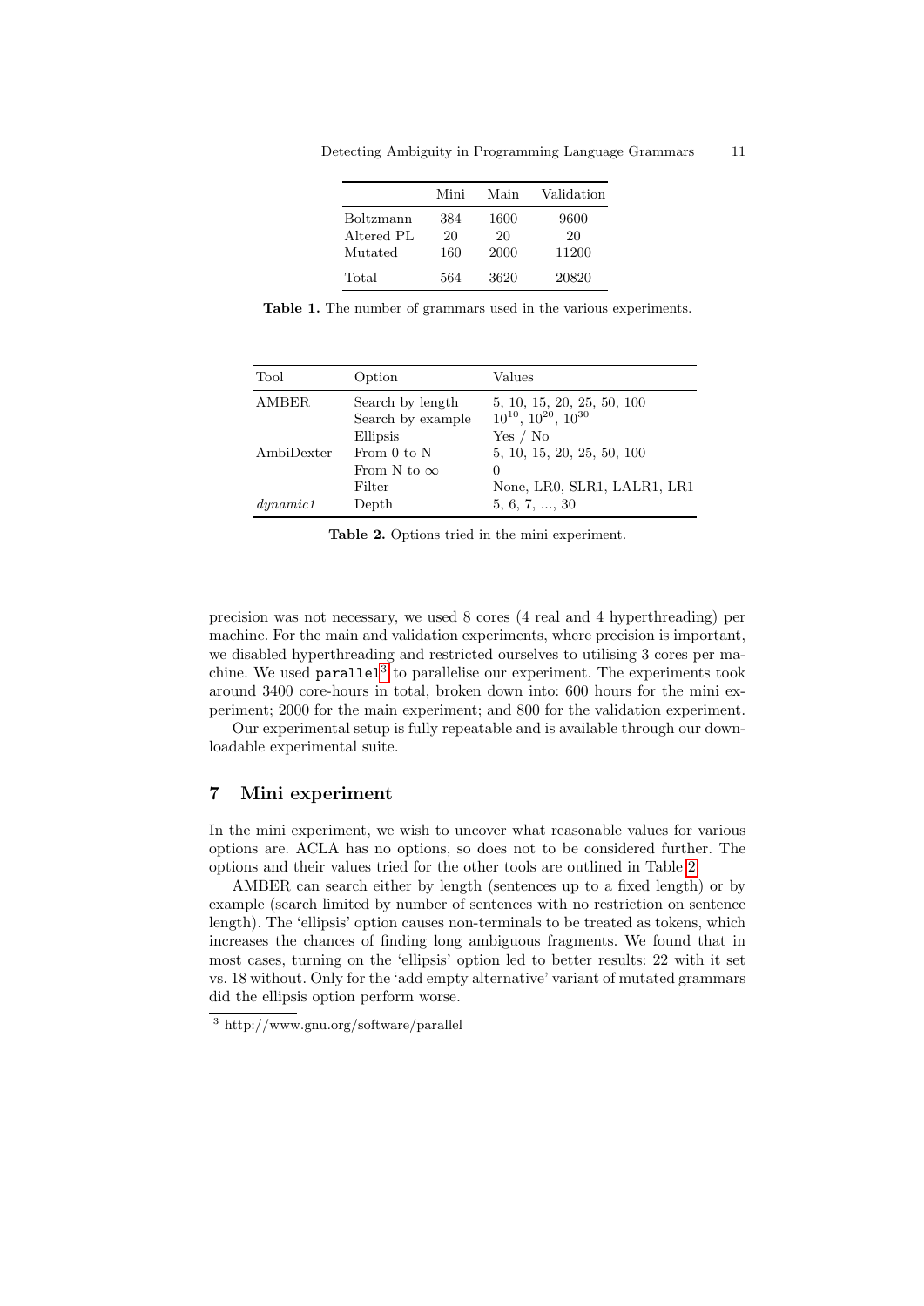| | Mini | Main | Validation |
|---|---|---|---|
| Boltzmann | 384 | 1600 | 9600 |
| Altered PL | 20 | 20 | 20 |
| Mutated | 160 | 2000 | 11200 |
| Total | 564 | 3620 | 20820 |

**Table 1.** The number of grammars used in the various experiments.

| Tool | Option | Values |
|---|---|---|
| AMBER | Search by length | 5, 10, 15, 20, 25, 50, 100 |
| | Search by example | $10^{10}$, $10^{20}$, $10^{30}$ |
| | Ellipsis | Yes / No |
| AmbiDexter | From 0 to N | 5, 10, 15, 20, 25, 50, 100 |
| | From N to $\infty$ | 0 |
| | Filter | None, LR0, SLR1, LALR1, LR1 |
| *dynamic1* | Depth | 5, 6, 7, ..., 30 |

**Table 2.** Options tried in the mini experiment.

precision was not necessary, we used 8 cores (4 real and 4 hyperthreading) per machine. For the main and validation experiments, where precision is important, we disabled hyperthreading and restricted ourselves to utilising 3 cores per machine. We used `parallel`[3] to parallelise our experiment. The experiments took around 3400 core-hours in total, broken down into: 600 hours for the mini experiment; 2000 for the main experiment; and 800 for the validation experiment.

Our experimental setup is fully repeatable and is available through our downloadable experimental suite.

## 7 Mini experiment

In the mini experiment, we wish to uncover what reasonable values for various options are. ACLA has no options, so does not to be considered further. The options and their values tried for the other tools are outlined in Table 2.

AMBER can search either by length (sentences up to a fixed length) or by example (search limited by number of sentences with no restriction on sentence length). The 'ellipsis' option causes non-terminals to be treated as tokens, which increases the chances of finding long ambiguous fragments. We found that in most cases, turning on the 'ellipsis' option led to better results: 22 with it set vs. 18 without. Only for the 'add empty alternative' variant of mutated grammars did the ellipsis option perform worse.

[3] http://www.gnu.org/software/parallel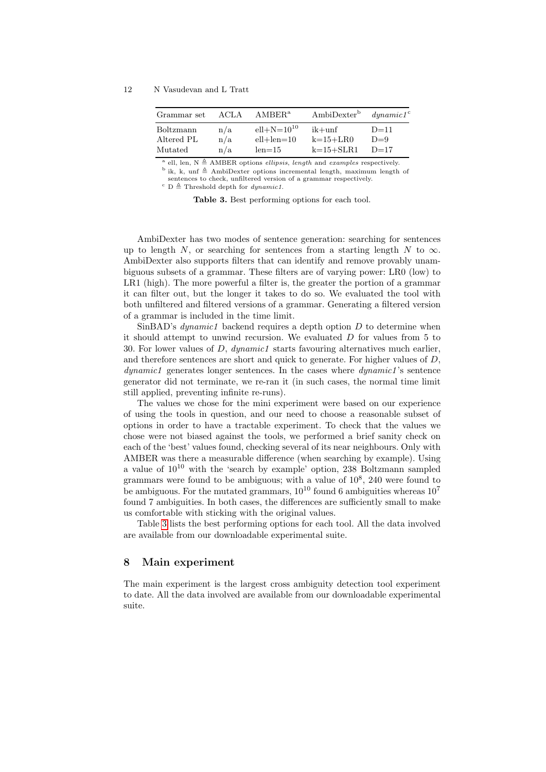| Grammar set | ACLA | AMBER[a] | AmbiDexter[b] | *dynamic1*[c] |
|---|---|---|---|---|
| Boltzmann | n/a | ell+N=$10^{10}$ | ik+unf | D=11 |
| Altered PL | n/a | ell+len=10 | k=15+LR0 | D=9 |
| Mutated | n/a | len=15 | k=15+SLR1 | D=17 |

[a] ell, len, N ≜ AMBER options *ellipsis*, *length* and *examples* respectively.
[b] ik, k, unf ≜ AmbiDexter options incremental length, maximum length of sentences to check, unfiltered version of a grammar respectively.
[c] D ≜ Threshold depth for *dynamic1*.

**Table 3.** Best performing options for each tool.

AmbiDexter has two modes of sentence generation: searching for sentences up to length $N$, or searching for sentences from a starting length $N$ to $\infty$. AmbiDexter also supports filters that can identify and remove provably unambiguous subsets of a grammar. These filters are of varying power: LR0 (low) to LR1 (high). The more powerful a filter is, the greater the portion of a grammar it can filter out, but the longer it takes to do so. We evaluated the tool with both unfiltered and filtered versions of a grammar. Generating a filtered version of a grammar is included in the time limit.

SinBAD's *dynamic1* backend requires a depth option $D$ to determine when it should attempt to unwind recursion. We evaluated $D$ for values from 5 to 30. For lower values of $D$, *dynamic1* starts favouring alternatives much earlier, and therefore sentences are short and quick to generate. For higher values of $D$, *dynamic1* generates longer sentences. In the cases where *dynamic1*'s sentence generator did not terminate, we re-ran it (in such cases, the normal time limit still applied, preventing infinite re-runs).

The values we chose for the mini experiment were based on our experience of using the tools in question, and our need to choose a reasonable subset of options in order to have a tractable experiment. To check that the values we chose were not biased against the tools, we performed a brief sanity check on each of the 'best' values found, checking several of its near neighbours. Only with AMBER was there a measurable difference (when searching by example). Using a value of $10^{10}$ with the 'search by example' option, 238 Boltzmann sampled grammars were found to be ambiguous; with a value of $10^8$, 240 were found to be ambiguous. For the mutated grammars, $10^{10}$ found 6 ambiguities whereas $10^7$ found 7 ambiguities. In both cases, the differences are sufficiently small to make us comfortable with sticking with the original values.

Table 3 lists the best performing options for each tool. All the data involved are available from our downloadable experimental suite.

## 8 Main experiment

The main experiment is the largest cross ambiguity detection tool experiment to date. All the data involved are available from our downloadable experimental suite.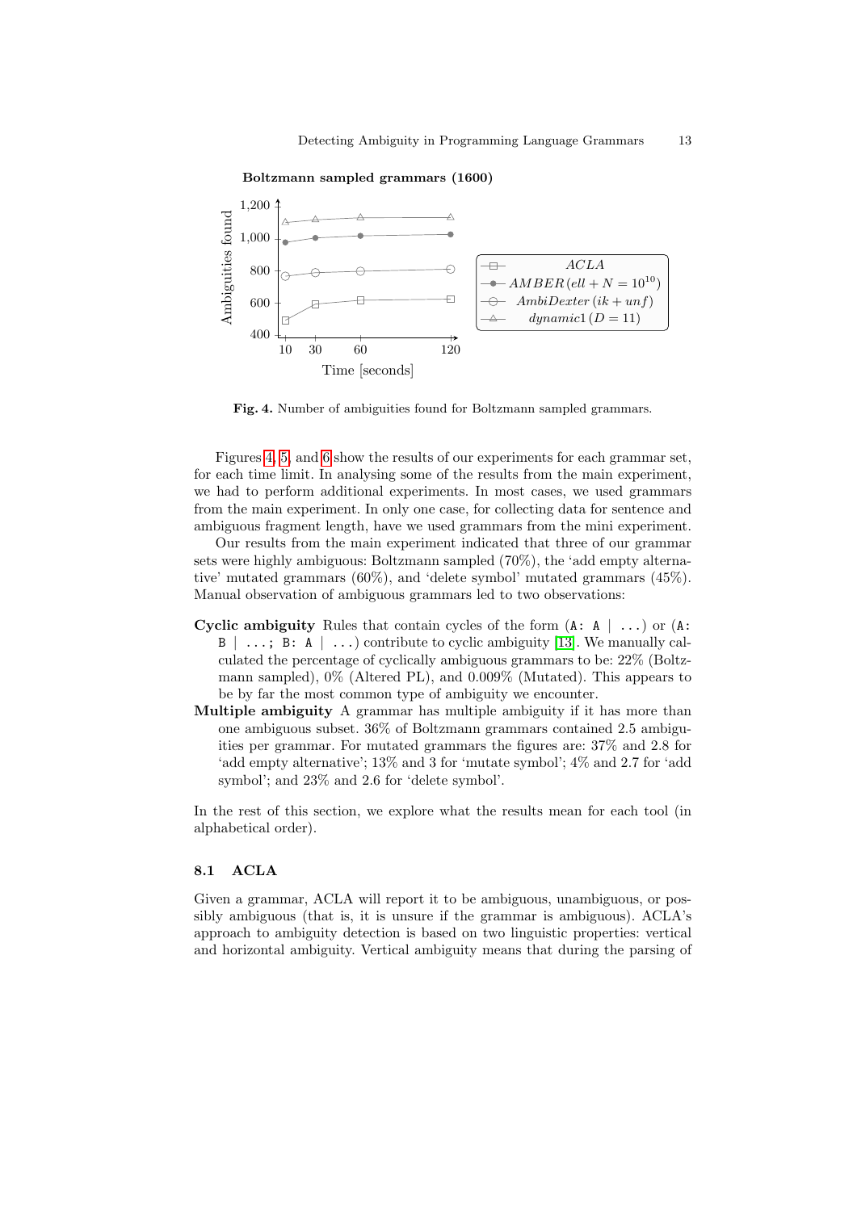**Boltzmann sampled grammars (1600)**

Fig. 4. Number of ambiguities found for Boltzmann sampled grammars.

Figures 4, 5, and 6 show the results of our experiments for each grammar set, for each time limit. In analysing some of the results from the main experiment, we had to perform additional experiments. In most cases, we used grammars from the main experiment. In only one case, for collecting data for sentence and ambiguous fragment length, have we used grammars from the mini experiment.

Our results from the main experiment indicated that three of our grammar sets were highly ambiguous: Boltzmann sampled (70%), the 'add empty alternative' mutated grammars (60%), and 'delete symbol' mutated grammars (45%). Manual observation of ambiguous grammars led to two observations:

- **Cyclic ambiguity** Rules that contain cycles of the form (`A: A | ...`) or (`A: B | ...; B: A | ...`) contribute to cyclic ambiguity [13]. We manually calculated the percentage of cyclically ambiguous grammars to be: 22% (Boltzmann sampled), 0% (Altered PL), and 0.009% (Mutated). This appears to be by far the most common type of ambiguity we encounter.
- **Multiple ambiguity** A grammar has multiple ambiguity if it has more than one ambiguous subset. 36% of Boltzmann grammars contained 2.5 ambiguities per grammar. For mutated grammars the figures are: 37% and 2.8 for 'add empty alternative'; 13% and 3 for 'mutate symbol'; 4% and 2.7 for 'add symbol'; and 23% and 2.6 for 'delete symbol'.

In the rest of this section, we explore what the results mean for each tool (in alphabetical order).

### 8.1 ACLA

Given a grammar, ACLA will report it to be ambiguous, unambiguous, or possibly ambiguous (that is, it is unsure if the grammar is ambiguous). ACLA's approach to ambiguity detection is based on two linguistic properties: vertical and horizontal ambiguity. Vertical ambiguity means that during the parsing of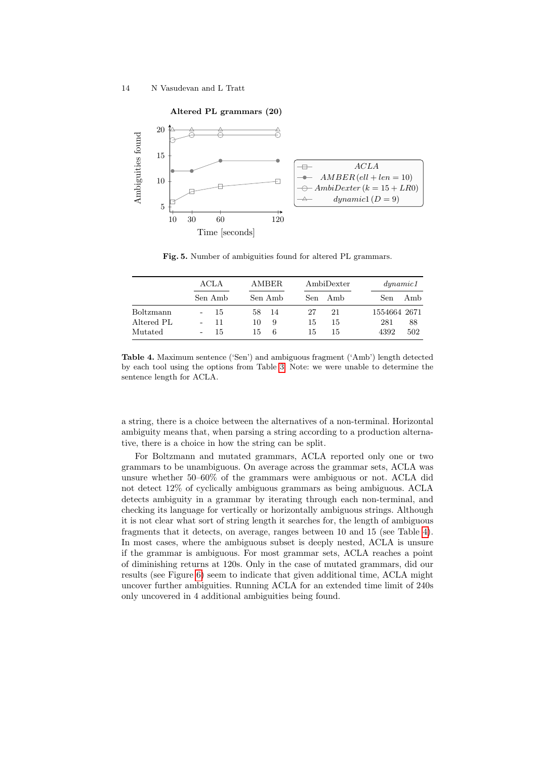**Fig. 5.** Number of ambiguities found for altered PL grammars.

| | ACLA | | AMBER | | AmbiDexter | | *dynamic1* | |
|---|---|---|---|---|---|---|---|---|
| | Sen | Amb | Sen | Amb | Sen | Amb | Sen | Amb |
| Boltzmann | - | 15 | 58 | 14 | 27 | 21 | 1554664 | 2671 |
| Altered PL | - | 11 | 10 | 9 | 15 | 15 | 281 | 88 |
| Mutated | - | 15 | 15 | 6 | 15 | 15 | 4392 | 502 |

**Table 4.** Maximum sentence ('Sen') and ambiguous fragment ('Amb') length detected by each tool using the options from Table 3. Note: we were unable to determine the sentence length for ACLA.

a string, there is a choice between the alternatives of a non-terminal. Horizontal ambiguity means that, when parsing a string according to a production alternative, there is a choice in how the string can be split.

For Boltzmann and mutated grammars, ACLA reported only one or two grammars to be unambiguous. On average across the grammar sets, ACLA was unsure whether 50–60% of the grammars were ambiguous or not. ACLA did not detect 12% of cyclically ambiguous grammars as being ambiguous. ACLA detects ambiguity in a grammar by iterating through each non-terminal, and checking its language for vertically or horizontally ambiguous strings. Although it is not clear what sort of string length it searches for, the length of ambiguous fragments that it detects, on average, ranges between 10 and 15 (see Table 4). In most cases, where the ambiguous subset is deeply nested, ACLA is unsure if the grammar is ambiguous. For most grammar sets, ACLA reaches a point of diminishing returns at 120s. Only in the case of mutated grammars, did our results (see Figure 6) seem to indicate that given additional time, ACLA might uncover further ambiguities. Running ACLA for an extended time limit of 240s only uncovered in 4 additional ambiguities being found.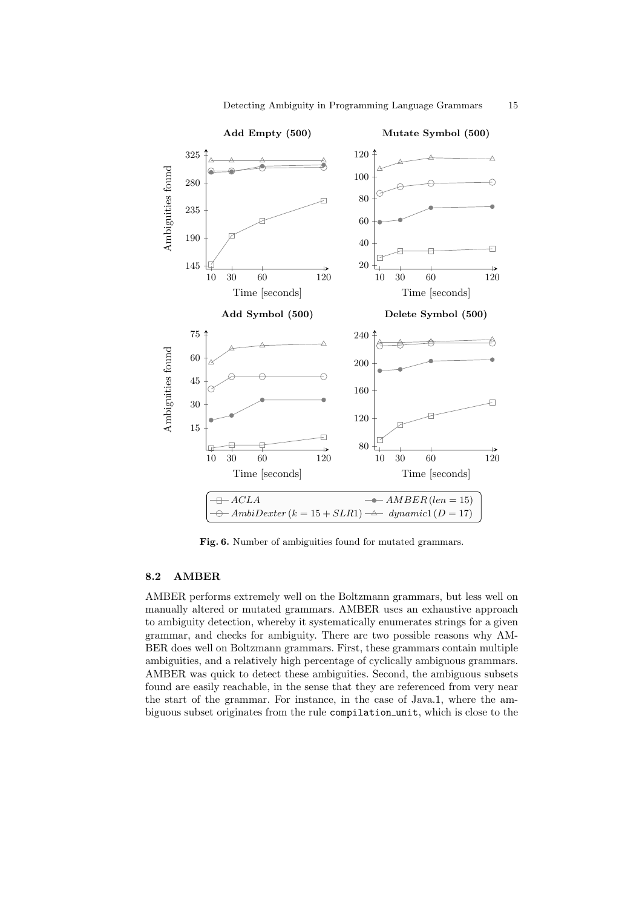**Fig. 6.** Number of ambiguities found for mutated grammars.

### 8.2 AMBER

AMBER performs extremely well on the Boltzmann grammars, but less well on manually altered or mutated grammars. AMBER uses an exhaustive approach to ambiguity detection, whereby it systematically enumerates strings for a given grammar, and checks for ambiguity. There are two possible reasons why AMBER does well on Boltzmann grammars. First, these grammars contain multiple ambiguities, and a relatively high percentage of cyclically ambiguous grammars. AMBER was quick to detect these ambiguities. Second, the ambiguous subsets found are easily reachable, in the sense that they are referenced from very near the start of the grammar. For instance, in the case of Java.1, where the ambiguous subset originates from the rule `compilation_unit`, which is close to the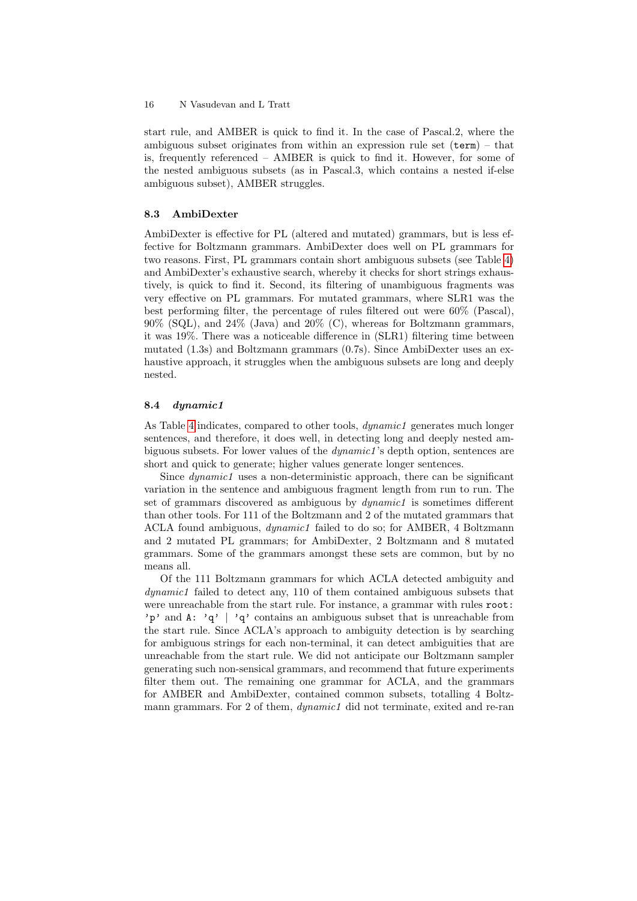start rule, and AMBER is quick to find it. In the case of Pascal.2, where the ambiguous subset originates from within an expression rule set (`term`) – that is, frequently referenced – AMBER is quick to find it. However, for some of the nested ambiguous subsets (as in Pascal.3, which contains a nested if-else ambiguous subset), AMBER struggles.

### 8.3 AmbiDexter

AmbiDexter is effective for PL (altered and mutated) grammars, but is less effective for Boltzmann grammars. AmbiDexter does well on PL grammars for two reasons. First, PL grammars contain short ambiguous subsets (see Table 4) and AmbiDexter's exhaustive search, whereby it checks for short strings exhaustively, is quick to find it. Second, its filtering of unambiguous fragments was very effective on PL grammars. For mutated grammars, where SLR1 was the best performing filter, the percentage of rules filtered out were 60% (Pascal), 90% (SQL), and 24% (Java) and 20% (C), whereas for Boltzmann grammars, it was 19%. There was a noticeable difference in (SLR1) filtering time between mutated (1.3s) and Boltzmann grammars (0.7s). Since AmbiDexter uses an exhaustive approach, it struggles when the ambiguous subsets are long and deeply nested.

### 8.4 *dynamic1*

As Table 4 indicates, compared to other tools, *dynamic1* generates much longer sentences, and therefore, it does well, in detecting long and deeply nested ambiguous subsets. For lower values of the *dynamic1*'s depth option, sentences are short and quick to generate; higher values generate longer sentences.

Since *dynamic1* uses a non-deterministic approach, there can be significant variation in the sentence and ambiguous fragment length from run to run. The set of grammars discovered as ambiguous by *dynamic1* is sometimes different than other tools. For 111 of the Boltzmann and 2 of the mutated grammars that ACLA found ambiguous, *dynamic1* failed to do so; for AMBER, 4 Boltzmann and 2 mutated PL grammars; for AmbiDexter, 2 Boltzmann and 8 mutated grammars. Some of the grammars amongst these sets are common, but by no means all.

Of the 111 Boltzmann grammars for which ACLA detected ambiguity and *dynamic1* failed to detect any, 110 of them contained ambiguous subsets that were unreachable from the start rule. For instance, a grammar with rules `root: 'p'` and `A: 'q' | 'q'` contains an ambiguous subset that is unreachable from the start rule. Since ACLA's approach to ambiguity detection is by searching for ambiguous strings for each non-terminal, it can detect ambiguities that are unreachable from the start rule. We did not anticipate our Boltzmann sampler generating such non-sensical grammars, and recommend that future experiments filter them out. The remaining one grammar for ACLA, and the grammars for AMBER and AmbiDexter, contained common subsets, totalling 4 Boltzmann grammars. For 2 of them, *dynamic1* did not terminate, exited and re-ran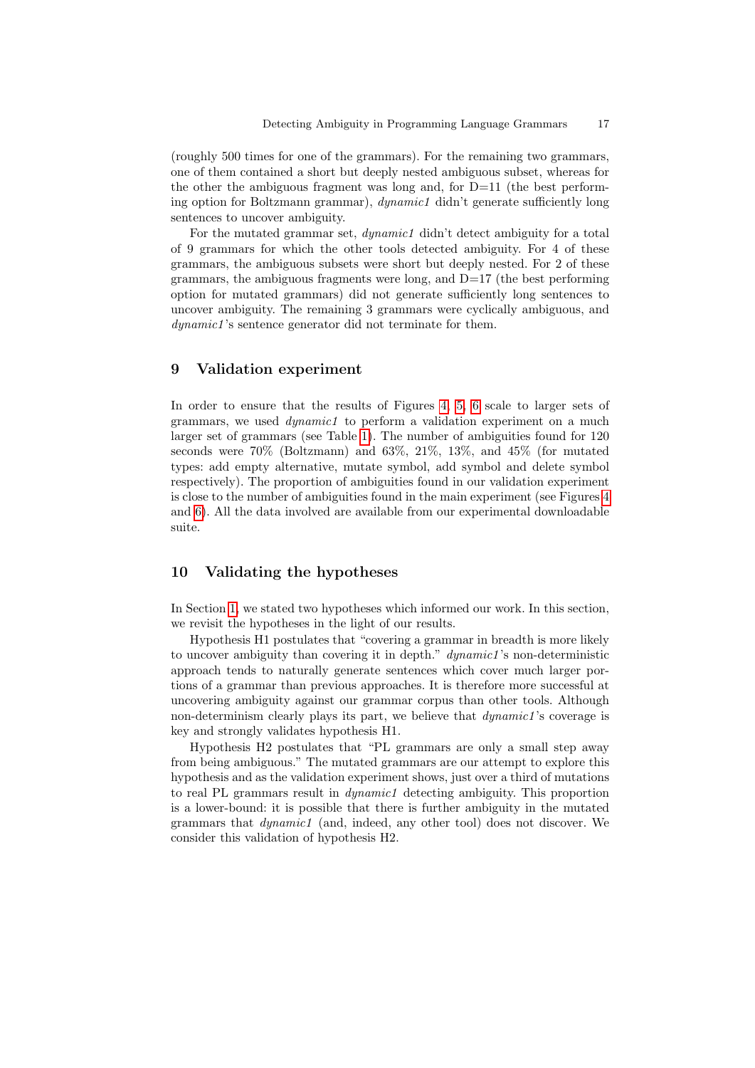(roughly 500 times for one of the grammars). For the remaining two grammars, one of them contained a short but deeply nested ambiguous subset, whereas for the other the ambiguous fragment was long and, for D=11 (the best performing option for Boltzmann grammar), *dynamic1* didn't generate sufficiently long sentences to uncover ambiguity.

For the mutated grammar set, *dynamic1* didn't detect ambiguity for a total of 9 grammars for which the other tools detected ambiguity. For 4 of these grammars, the ambiguous subsets were short but deeply nested. For 2 of these grammars, the ambiguous fragments were long, and D=17 (the best performing option for mutated grammars) did not generate sufficiently long sentences to uncover ambiguity. The remaining 3 grammars were cyclically ambiguous, and *dynamic1*'s sentence generator did not terminate for them.

## 9 Validation experiment

In order to ensure that the results of Figures 4, 5, 6 scale to larger sets of grammars, we used *dynamic1* to perform a validation experiment on a much larger set of grammars (see Table 1). The number of ambiguities found for 120 seconds were 70% (Boltzmann) and 63%, 21%, 13%, and 45% (for mutated types: add empty alternative, mutate symbol, add symbol and delete symbol respectively). The proportion of ambiguities found in our validation experiment is close to the number of ambiguities found in the main experiment (see Figures 4 and 6). All the data involved are available from our experimental downloadable suite.

## 10 Validating the hypotheses

In Section 1, we stated two hypotheses which informed our work. In this section, we revisit the hypotheses in the light of our results.

Hypothesis H1 postulates that "covering a grammar in breadth is more likely to uncover ambiguity than covering it in depth." *dynamic1*'s non-deterministic approach tends to naturally generate sentences which cover much larger portions of a grammar than previous approaches. It is therefore more successful at uncovering ambiguity against our grammar corpus than other tools. Although non-determinism clearly plays its part, we believe that *dynamic1*'s coverage is key and strongly validates hypothesis H1.

Hypothesis H2 postulates that "PL grammars are only a small step away from being ambiguous." The mutated grammars are our attempt to explore this hypothesis and as the validation experiment shows, just over a third of mutations to real PL grammars result in *dynamic1* detecting ambiguity. This proportion is a lower-bound: it is possible that there is further ambiguity in the mutated grammars that *dynamic1* (and, indeed, any other tool) does not discover. We consider this validation of hypothesis H2.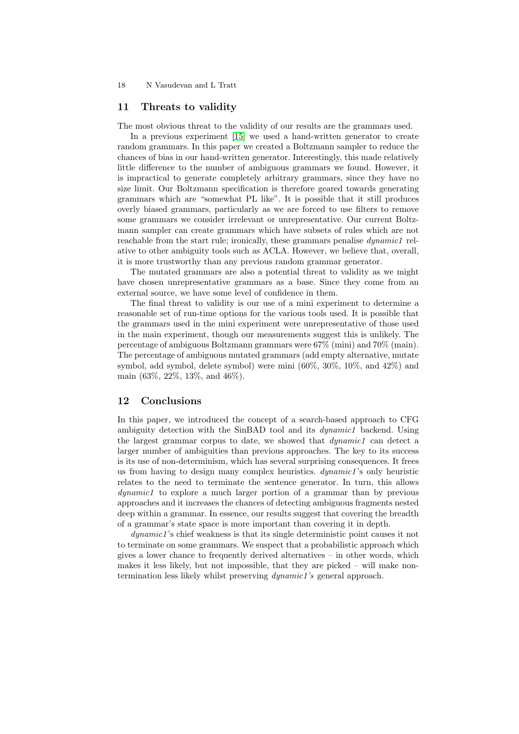## 11 Threats to validity

The most obvious threat to the validity of our results are the grammars used.

In a previous experiment [15] we used a hand-written generator to create random grammars. In this paper we created a Boltzmann sampler to reduce the chances of bias in our hand-written generator. Interestingly, this made relatively little difference to the number of ambiguous grammars we found. However, it is impractical to generate completely arbitrary grammars, since they have no size limit. Our Boltzmann specification is therefore geared towards generating grammars which are "somewhat PL like". It is possible that it still produces overly biased grammars, particularly as we are forced to use filters to remove some grammars we consider irrelevant or unrepresentative. Our current Boltzmann sampler can create grammars which have subsets of rules which are not reachable from the start rule; ironically, these grammars penalise *dynamic1* relative to other ambiguity tools such as ACLA. However, we believe that, overall, it is more trustworthy than any previous random grammar generator.

The mutated grammars are also a potential threat to validity as we might have chosen unrepresentative grammars as a base. Since they come from an external source, we have some level of confidence in them.

The final threat to validity is our use of a mini experiment to determine a reasonable set of run-time options for the various tools used. It is possible that the grammars used in the mini experiment were unrepresentative of those used in the main experiment, though our measurements suggest this is unlikely. The percentage of ambiguous Boltzmann grammars were 67% (mini) and 70% (main). The percentage of ambiguous mutated grammars (add empty alternative, mutate symbol, add symbol, delete symbol) were mini (60%, 30%, 10%, and 42%) and main (63%, 22%, 13%, and 46%).

## 12 Conclusions

In this paper, we introduced the concept of a search-based approach to CFG ambiguity detection with the SinBAD tool and its *dynamic1* backend. Using the largest grammar corpus to date, we showed that *dynamic1* can detect a larger number of ambiguities than previous approaches. The key to its success is its use of non-determinism, which has several surprising consequences. It frees us from having to design many complex heuristics. *dynamic1*'s only heuristic relates to the need to terminate the sentence generator. In turn, this allows *dynamic1* to explore a much larger portion of a grammar than by previous approaches and it increases the chances of detecting ambiguous fragments nested deep within a grammar. In essence, our results suggest that covering the breadth of a grammar's state space is more important than covering it in depth.

*dynamic1*'s chief weakness is that its single deterministic point causes it not to terminate on some grammars. We suspect that a probabilistic approach which gives a lower chance to frequently derived alternatives – in other words, which makes it less likely, but not impossible, that they are picked – will make non-termination less likely whilst preserving *dynamic1's* general approach.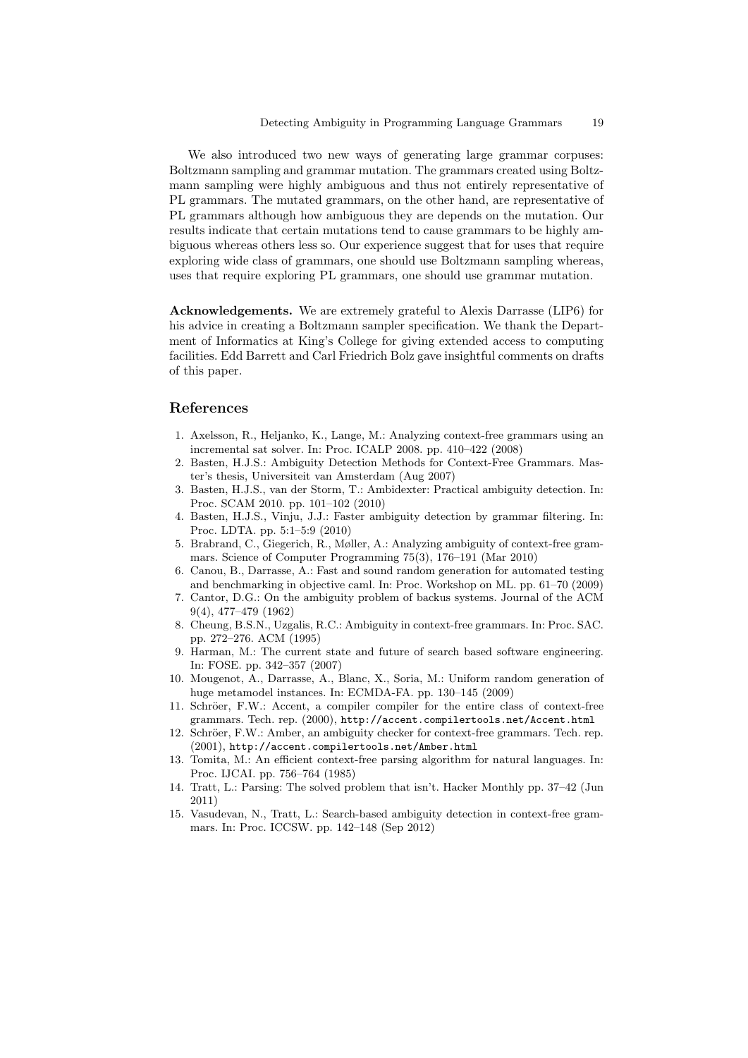We also introduced two new ways of generating large grammar corpuses: Boltzmann sampling and grammar mutation. The grammars created using Boltzmann sampling were highly ambiguous and thus not entirely representative of PL grammars. The mutated grammars, on the other hand, are representative of PL grammars although how ambiguous they are depends on the mutation. Our results indicate that certain mutations tend to cause grammars to be highly ambiguous whereas others less so. Our experience suggest that for uses that require exploring wide class of grammars, one should use Boltzmann sampling whereas, uses that require exploring PL grammars, one should use grammar mutation.

**Acknowledgements.** We are extremely grateful to Alexis Darrasse (LIP6) for his advice in creating a Boltzmann sampler specification. We thank the Department of Informatics at King's College for giving extended access to computing facilities. Edd Barrett and Carl Friedrich Bolz gave insightful comments on drafts of this paper.

## References

1. Axelsson, R., Heljanko, K., Lange, M.: Analyzing context-free grammars using an incremental sat solver. In: Proc. ICALP 2008. pp. 410–422 (2008)
2. Basten, H.J.S.: Ambiguity Detection Methods for Context-Free Grammars. Master's thesis, Universiteit van Amsterdam (Aug 2007)
3. Basten, H.J.S., van der Storm, T.: Ambidexter: Practical ambiguity detection. In: Proc. SCAM 2010. pp. 101–102 (2010)
4. Basten, H.J.S., Vinju, J.J.: Faster ambiguity detection by grammar filtering. In: Proc. LDTA. pp. 5:1–5:9 (2010)
5. Brabrand, C., Giegerich, R., Møller, A.: Analyzing ambiguity of context-free grammars. Science of Computer Programming 75(3), 176–191 (Mar 2010)
6. Canou, B., Darrasse, A.: Fast and sound random generation for automated testing and benchmarking in objective caml. In: Proc. Workshop on ML. pp. 61–70 (2009)
7. Cantor, D.G.: On the ambiguity problem of backus systems. Journal of the ACM 9(4), 477–479 (1962)
8. Cheung, B.S.N., Uzgalis, R.C.: Ambiguity in context-free grammars. In: Proc. SAC. pp. 272–276. ACM (1995)
9. Harman, M.: The current state and future of search based software engineering. In: FOSE. pp. 342–357 (2007)
10. Mougenot, A., Darrasse, A., Blanc, X., Soria, M.: Uniform random generation of huge metamodel instances. In: ECMDA-FA. pp. 130–145 (2009)
11. Schröer, F.W.: Accent, a compiler compiler for the entire class of context-free grammars. Tech. rep. (2000), `http://accent.compilertools.net/Accent.html`
12. Schröer, F.W.: Amber, an ambiguity checker for context-free grammars. Tech. rep. (2001), `http://accent.compilertools.net/Amber.html`
13. Tomita, M.: An efficient context-free parsing algorithm for natural languages. In: Proc. IJCAI. pp. 756–764 (1985)
14. Tratt, L.: Parsing: The solved problem that isn't. Hacker Monthly pp. 37–42 (Jun 2011)
15. Vasudevan, N., Tratt, L.: Search-based ambiguity detection in context-free grammars. In: Proc. ICCSW. pp. 142–148 (Sep 2012)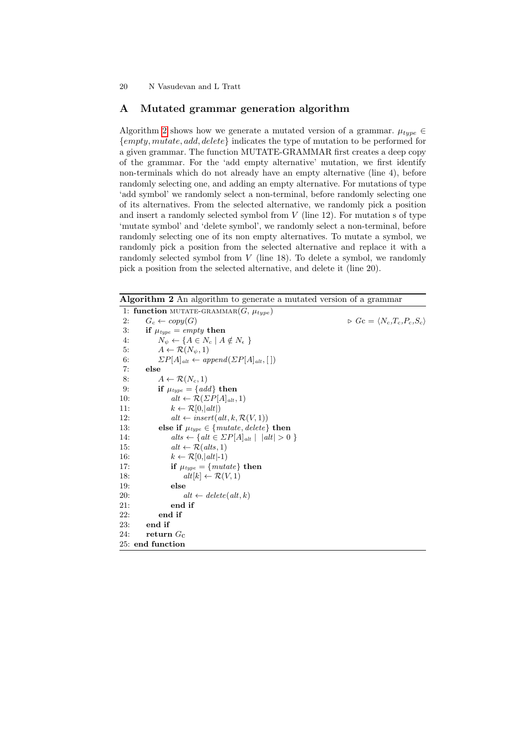## A Mutated grammar generation algorithm

Algorithm 2 shows how we generate a mutated version of a grammar. $\mu_{type} \in \{empty, mutate, add, delete\}$ indicates the type of mutation to be performed for a given grammar. The function MUTATE-GRAMMAR first creates a deep copy of the grammar. For the 'add empty alternative' mutation, we first identify non-terminals which do not already have an empty alternative (line 4), before randomly selecting one, and adding an empty alternative. For mutations of type 'add symbol' we randomly select a non-terminal, before randomly selecting one of its alternatives. From the selected alternative, we randomly pick a position and insert a randomly selected symbol from $V$ (line 12). For mutation s of type 'mutate symbol' and 'delete symbol', we randomly select a non-terminal, before randomly selecting one of its non empty alternatives. To mutate a symbol, we randomly pick a position from the selected alternative and replace it with a randomly selected symbol from $V$ (line 18). To delete a symbol, we randomly pick a position from the selected alternative, and delete it (line 20).

**Algorithm 2** An algorithm to generate a mutated version of a grammar

```
 1: function MUTATE-GRAMMAR(G, μ_type)
 2:     G_c ← copy(G)                                    ▷ Gc = ⟨N_c, T_c, P_c, S_c⟩
 3:     if μ_type = empty then
 4:         N_ψ ← {A ∈ N_c | A ∉ N_ε }
 5:         A ← R(N_ψ, 1)
 6:         ΣP[A]_alt ← append(ΣP[A]_alt, [ ])
 7:     else
 8:         A ← R(N_c, 1)
 9:         if μ_type = {add} then
10:             alt ← R(ΣP[A]_alt, 1)
11:             k ← R[0,|alt|)
12:             alt ← insert(alt, k, R(V, 1))
13:         else if μ_type ∈ {mutate, delete} then
14:             alts ← {alt ∈ ΣP[A]_alt |  |alt| > 0 }
15:             alt ← R(alts, 1)
16:             k ← R[0,|alt|-1)
17:             if μ_type = {mutate} then
18:                 alt[k] ← R(V, 1)
19:             else
20:                 alt ← delete(alt, k)
21:             end if
22:         end if
23:     end if
24:     return G_C
25: end function
```